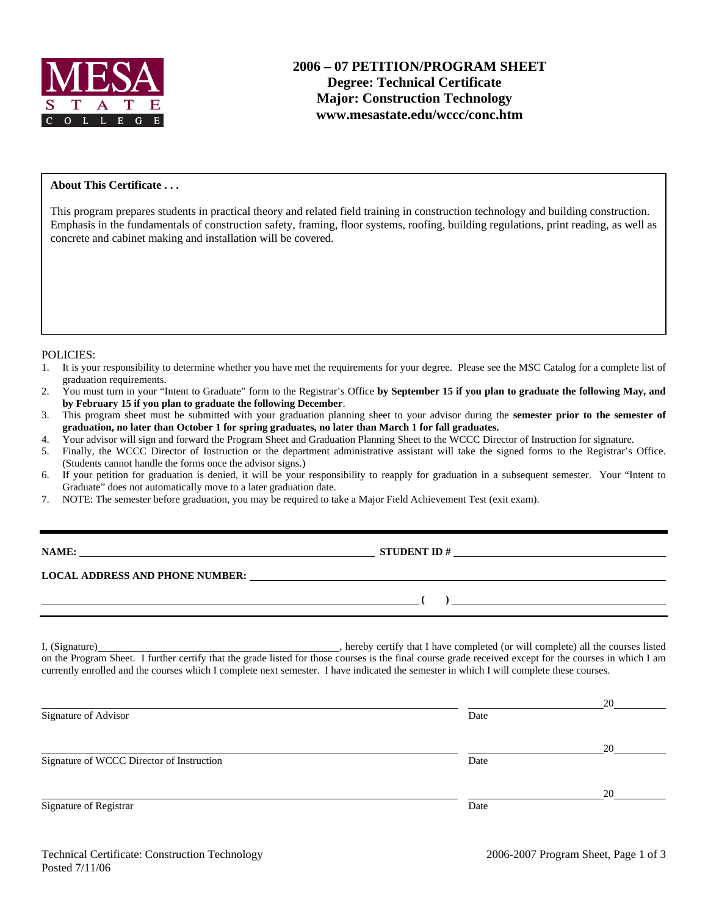MESA STATE COLLEGE

# 2006 – 07 PETITION/PROGRAM SHEET
## Degree: Technical Certificate
## Major: Construction Technology
## www.mesastate.edu/wccc/conc.htm

**About This Certificate . . .**

This program prepares students in practical theory and related field training in construction technology and building construction. Emphasis in the fundamentals of construction safety, framing, floor systems, roofing, building regulations, print reading, as well as concrete and cabinet making and installation will be covered.

POLICIES:

1. It is your responsibility to determine whether you have met the requirements for your degree. Please see the MSC Catalog for a complete list of graduation requirements.
2. You must turn in your "Intent to Graduate" form to the Registrar's Office **by September 15 if you plan to graduate the following May, and by February 15 if you plan to graduate the following December**.
3. This program sheet must be submitted with your graduation planning sheet to your advisor during the **semester prior to the semester of graduation, no later than October 1 for spring graduates, no later than March 1 for fall graduates.**
4. Your advisor will sign and forward the Program Sheet and Graduation Planning Sheet to the WCCC Director of Instruction for signature.
5. Finally, the WCCC Director of Instruction or the department administrative assistant will take the signed forms to the Registrar's Office. (Students cannot handle the forms once the advisor signs.)
6. If your petition for graduation is denied, it will be your responsibility to reapply for graduation in a subsequent semester. Your "Intent to Graduate" does not automatically move to a later graduation date.
7. NOTE: The semester before graduation, you may be required to take a Major Field Achievement Test (exit exam).

---

**NAME:** ______________________________ **STUDENT ID #** ______________________________

**LOCAL ADDRESS AND PHONE NUMBER:** ______________________________

______________________________ **(    )** ______________________________

I, (Signature)______________________________, hereby certify that I have completed (or will complete) all the courses listed on the Program Sheet. I further certify that the grade listed for those courses is the final course grade received except for the courses in which I am currently enrolled and the courses which I complete next semester. I have indicated the semester in which I will complete these courses.

______________________________ ______________20______
Signature of Advisor Date

______________________________ ______________20______
Signature of WCCC Director of Instruction Date

______________________________ ______________20______
Signature of Registrar Date

Technical Certificate: Construction Technology
Posted 7/11/06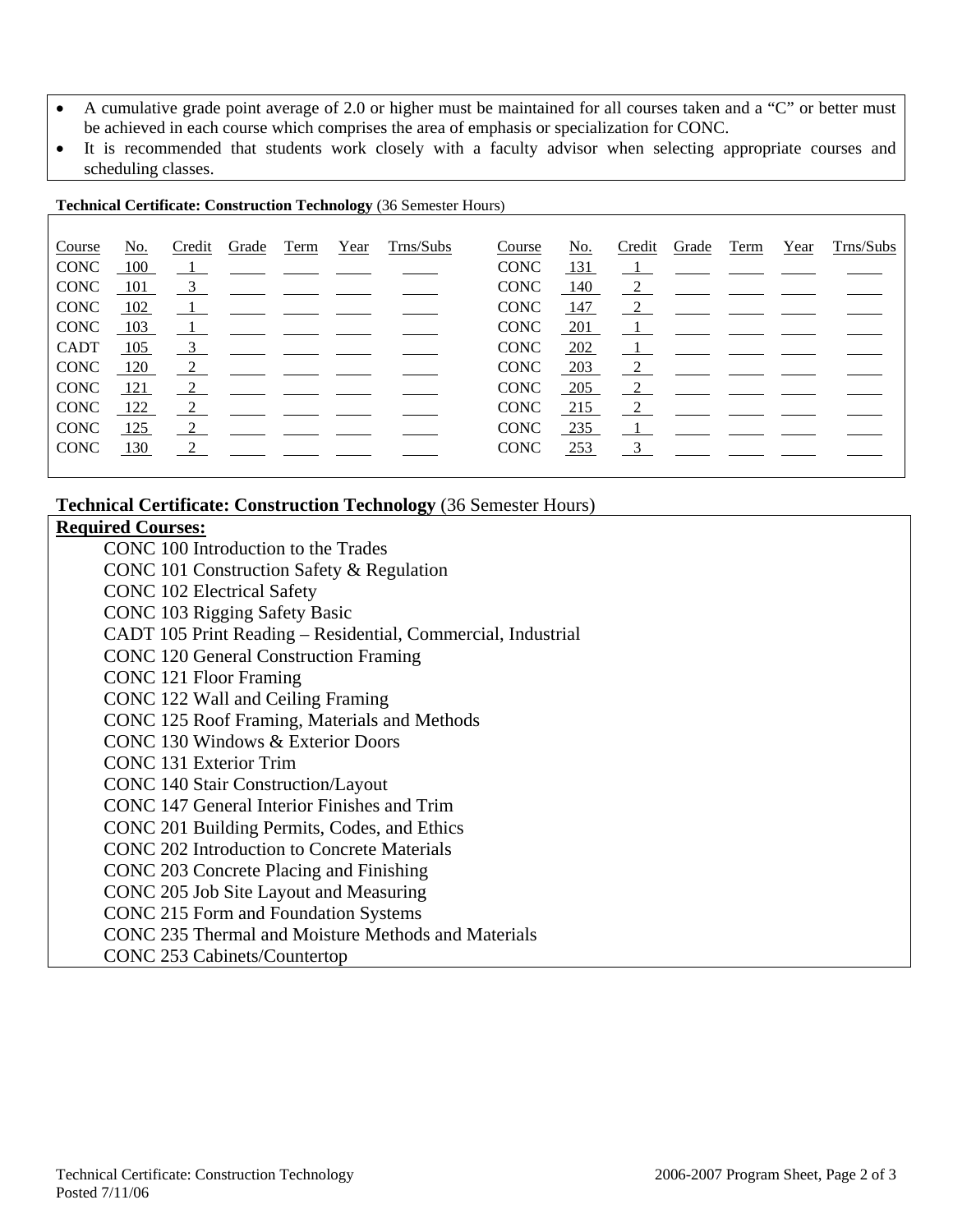- A cumulative grade point average of 2.0 or higher must be maintained for all courses taken and a "C" or better must be achieved in each course which comprises the area of emphasis or specialization for CONC.
- It is recommended that students work closely with a faculty advisor when selecting appropriate courses and scheduling classes.

**Technical Certificate: Construction Technology** (36 Semester Hours)

| Course | No. | Credit | Grade | Term | Year | Trns/Subs | Course | No. | Credit | Grade | Term | Year | Trns/Subs |
|---|---|---|---|---|---|---|---|---|---|---|---|---|---|
| CONC | 100 | 1 | | | | | CONC | 131 | 1 | | | | |
| CONC | 101 | 3 | | | | | CONC | 140 | 2 | | | | |
| CONC | 102 | 1 | | | | | CONC | 147 | 2 | | | | |
| CONC | 103 | 1 | | | | | CONC | 201 | 1 | | | | |
| CADT | 105 | 3 | | | | | CONC | 202 | 1 | | | | |
| CONC | 120 | 2 | | | | | CONC | 203 | 2 | | | | |
| CONC | 121 | 2 | | | | | CONC | 205 | 2 | | | | |
| CONC | 122 | 2 | | | | | CONC | 215 | 2 | | | | |
| CONC | 125 | 2 | | | | | CONC | 235 | 1 | | | | |
| CONC | 130 | 2 | | | | | CONC | 253 | 3 | | | | |

## Technical Certificate: Construction Technology (36 Semester Hours)

**Required Courses:**

- CONC 100 Introduction to the Trades
- CONC 101 Construction Safety & Regulation
- CONC 102 Electrical Safety
- CONC 103 Rigging Safety Basic
- CADT 105 Print Reading – Residential, Commercial, Industrial
- CONC 120 General Construction Framing
- CONC 121 Floor Framing
- CONC 122 Wall and Ceiling Framing
- CONC 125 Roof Framing, Materials and Methods
- CONC 130 Windows & Exterior Doors
- CONC 131 Exterior Trim
- CONC 140 Stair Construction/Layout
- CONC 147 General Interior Finishes and Trim
- CONC 201 Building Permits, Codes, and Ethics
- CONC 202 Introduction to Concrete Materials
- CONC 203 Concrete Placing and Finishing
- CONC 205 Job Site Layout and Measuring
- CONC 215 Form and Foundation Systems
- CONC 235 Thermal and Moisture Methods and Materials
- CONC 253 Cabinets/Countertop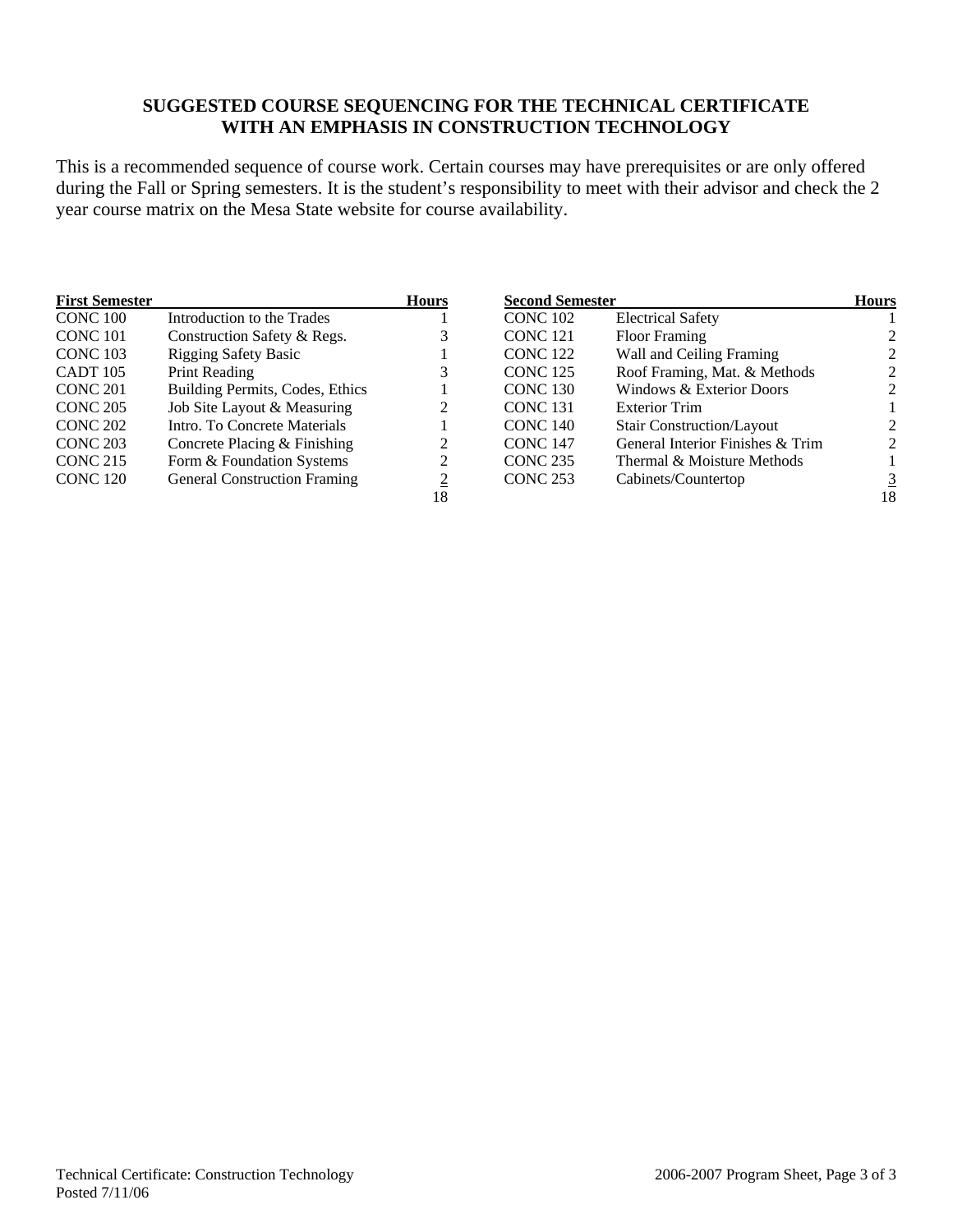**SUGGESTED COURSE SEQUENCING FOR THE TECHNICAL CERTIFICATE WITH AN EMPHASIS IN CONSTRUCTION TECHNOLOGY**

This is a recommended sequence of course work. Certain courses may have prerequisites or are only offered during the Fall or Spring semesters. It is the student's responsibility to meet with their advisor and check the 2 year course matrix on the Mesa State website for course availability.

| First Semester | | Hours |
|---|---|---|
| CONC 100 | Introduction to the Trades | 1 |
| CONC 101 | Construction Safety & Regs. | 3 |
| CONC 103 | Rigging Safety Basic | 1 |
| CADT 105 | Print Reading | 3 |
| CONC 201 | Building Permits, Codes, Ethics | 1 |
| CONC 205 | Job Site Layout & Measuring | 2 |
| CONC 202 | Intro. To Concrete Materials | 1 |
| CONC 203 | Concrete Placing & Finishing | 2 |
| CONC 215 | Form & Foundation Systems | 2 |
| CONC 120 | General Construction Framing | 2 |
| | | 18 |

| Second Semester | | Hours |
|---|---|---|
| CONC 102 | Electrical Safety | 1 |
| CONC 121 | Floor Framing | 2 |
| CONC 122 | Wall and Ceiling Framing | 2 |
| CONC 125 | Roof Framing, Mat. & Methods | 2 |
| CONC 130 | Windows & Exterior Doors | 2 |
| CONC 131 | Exterior Trim | 1 |
| CONC 140 | Stair Construction/Layout | 2 |
| CONC 147 | General Interior Finishes & Trim | 2 |
| CONC 235 | Thermal & Moisture Methods | 1 |
| CONC 253 | Cabinets/Countertop | 3 |
| | | 18 |

Technical Certificate: Construction Technology
Posted 7/11/06

2006-2007 Program Sheet